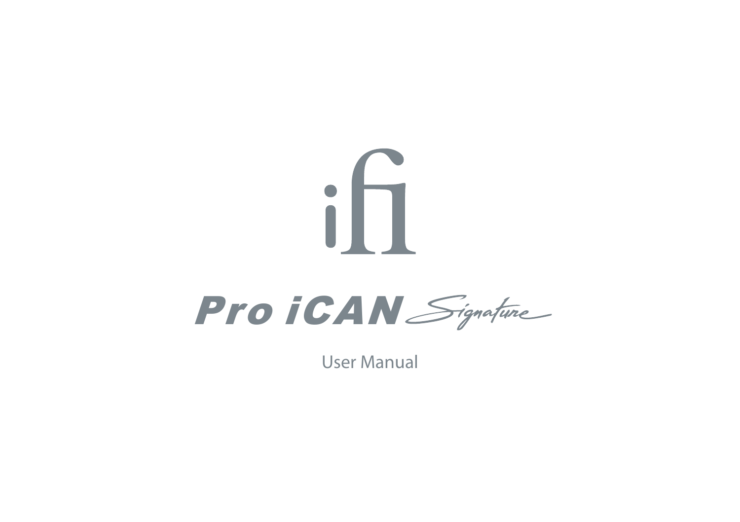ifi

# Pro iCAN Signature

User Manual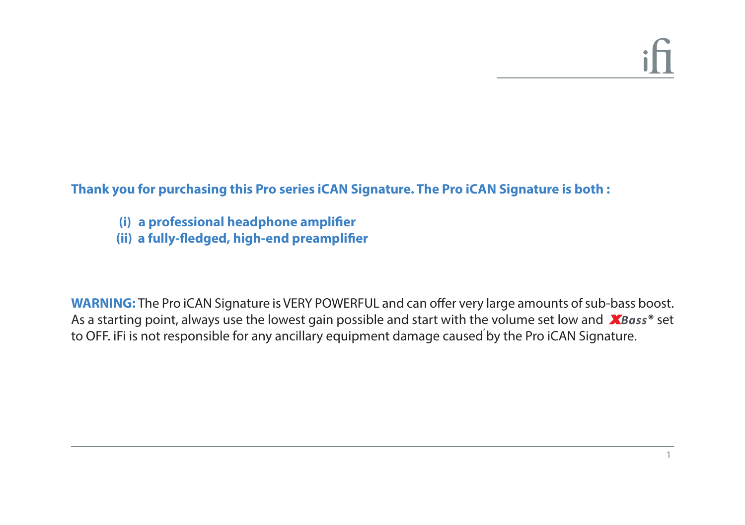**Thank you for purchasing this Pro series iCAN Signature. The Pro iCAN Signature is both :**

**(i) a professional headphone amplifier**
**(ii) a fully-fledged, high-end preamplifier**

**WARNING:** The Pro iCAN Signature is VERY POWERFUL and can offer very large amounts of sub-bass boost. As a starting point, always use the lowest gain possible and start with the volume set low and *XBass®* set to OFF. iFi is not responsible for any ancillary equipment damage caused by the Pro iCAN Signature.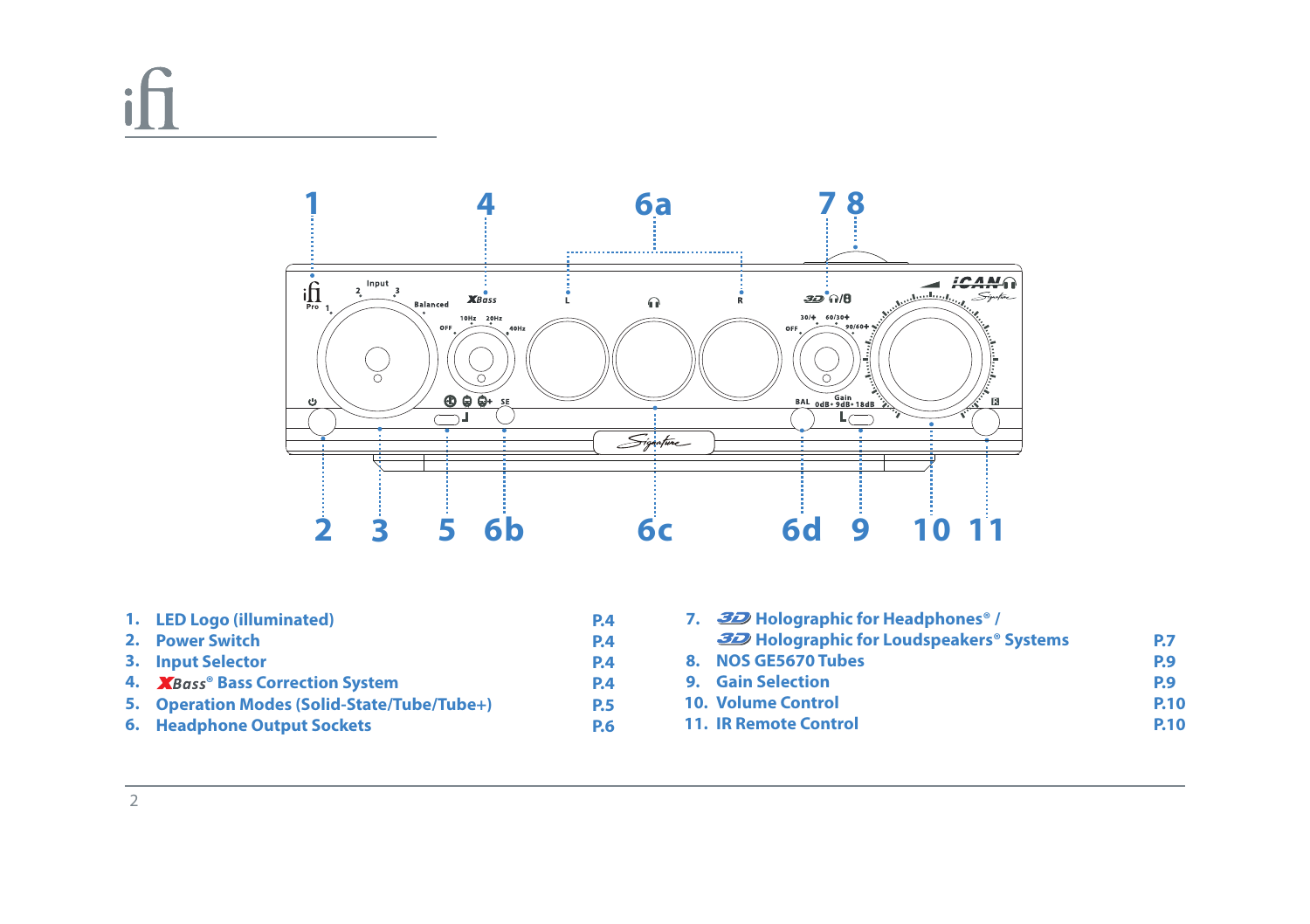| | | | | | |
|---|---|---|---|---|---|
| 1. | LED Logo (illuminated) | P.4 | 7. | 3D Holographic for Headphones® / 3D Holographic for Loudspeakers® Systems | P.7 |
| 2. | Power Switch | P.4 | 8. | NOS GE5670 Tubes | P.9 |
| 3. | Input Selector | P.4 | 9. | Gain Selection | P.9 |
| 4. | XBass® Bass Correction System | P.4 | 10. | Volume Control | P.10 |
| 5. | Operation Modes (Solid-State/Tube/Tube+) | P.5 | 11. | IR Remote Control | P.10 |
| 6. | Headphone Output Sockets | P.6 | | | |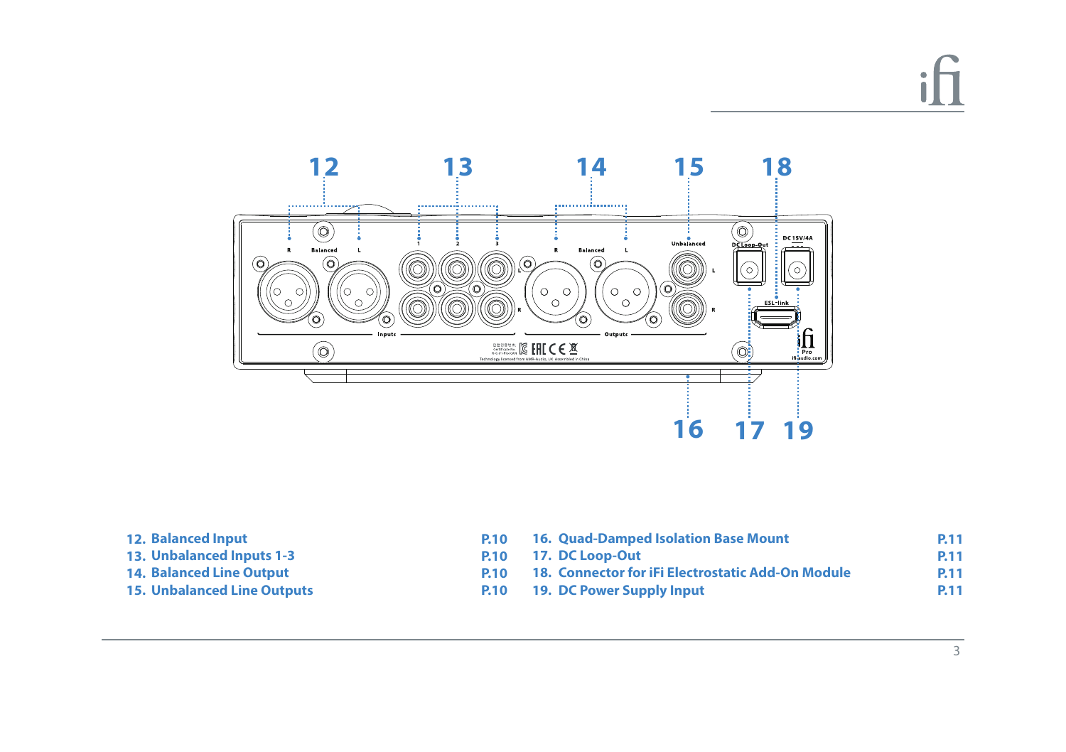| | | | |
|---|---|---|---|
| **12. Balanced Input** | **P.10** | **16. Quad-Damped Isolation Base Mount** | **P.11** |
| **13. Unbalanced Inputs 1-3** | **P.10** | **17. DC Loop-Out** | **P.11** |
| **14. Balanced Line Output** | **P.10** | **18. Connector for iFi Electrostatic Add-On Module** | **P.11** |
| **15. Unbalanced Line Outputs** | **P.10** | **19. DC Power Supply Input** | **P.11** |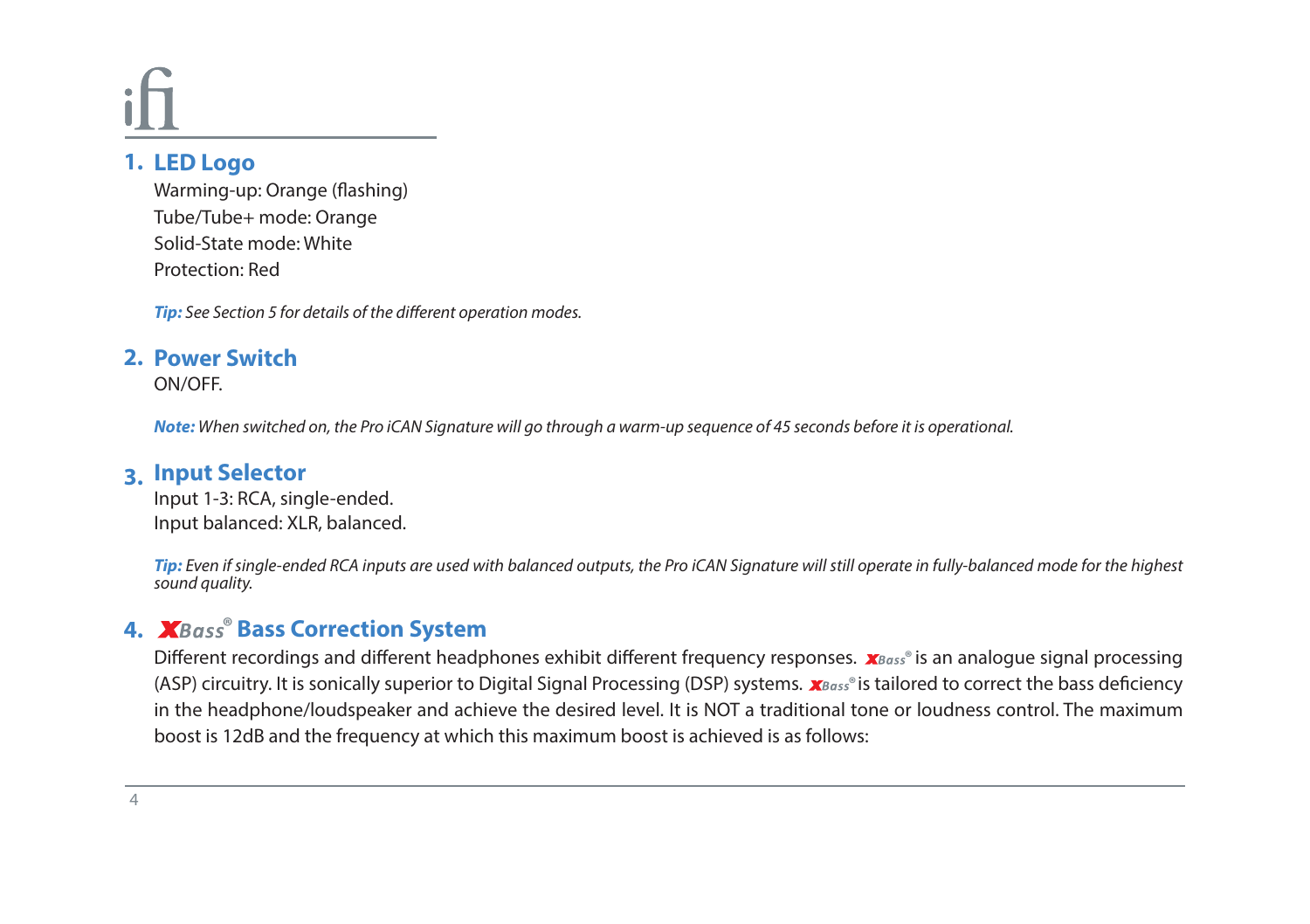## 1. LED Logo

Warming-up: Orange (flashing)
Tube/Tube+ mode: Orange
Solid-State mode: White
Protection: Red

***Tip:*** *See Section 5 for details of the different operation modes.*

## 2. Power Switch

ON/OFF.

***Note:*** *When switched on, the Pro iCAN Signature will go through a warm-up sequence of 45 seconds before it is operational.*

## 3. Input Selector

Input 1-3: RCA, single-ended.
Input balanced: XLR, balanced.

***Tip:*** *Even if single-ended RCA inputs are used with balanced outputs, the Pro iCAN Signature will still operate in fully-balanced mode for the highest sound quality.*

## 4. XBass® Bass Correction System

Different recordings and different headphones exhibit different frequency responses. XBass® is an analogue signal processing (ASP) circuitry. It is sonically superior to Digital Signal Processing (DSP) systems. XBass® is tailored to correct the bass deficiency in the headphone/loudspeaker and achieve the desired level. It is NOT a traditional tone or loudness control. The maximum boost is 12dB and the frequency at which this maximum boost is achieved is as follows: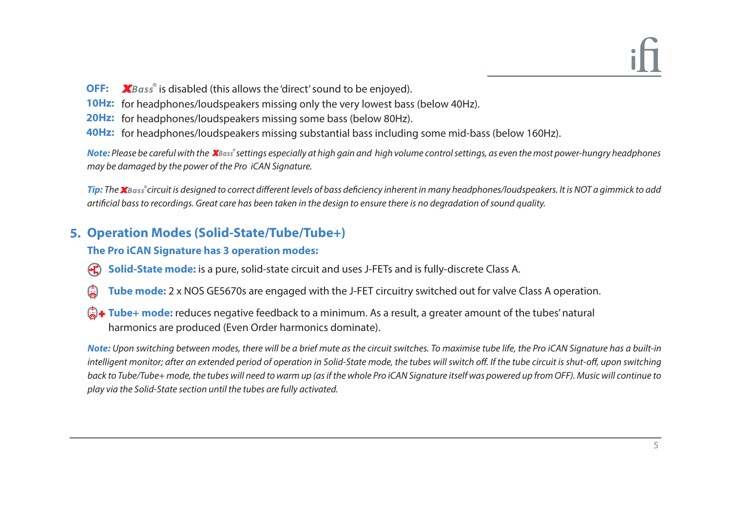**OFF:** XBass® is disabled (this allows the 'direct' sound to be enjoyed).

**10Hz:** for headphones/loudspeakers missing only the very lowest bass (below 40Hz).

**20Hz:** for headphones/loudspeakers missing some bass (below 80Hz).

**40Hz:** for headphones/loudspeakers missing substantial bass including some mid-bass (below 160Hz).

***Note:*** *Please be careful with the XBass® settings especially at high gain and high volume control settings, as even the most power-hungry headphones may be damaged by the power of the Pro iCAN Signature.*

***Tip:*** *The XBass® circuit is designed to correct different levels of bass deficiency inherent in many headphones/loudspeakers. It is NOT a gimmick to add artificial bass to recordings. Great care has been taken in the design to ensure there is no degradation of sound quality.*

## 5. Operation Modes (Solid-State/Tube/Tube+)

**The Pro iCAN Signature has 3 operation modes:**

- **Solid-State mode:** is a pure, solid-state circuit and uses J-FETs and is fully-discrete Class A.
- **Tube mode:** 2 x NOS GE5670s are engaged with the J-FET circuitry switched out for valve Class A operation.
- **Tube+ mode:** reduces negative feedback to a minimum. As a result, a greater amount of the tubes' natural harmonics are produced (Even Order harmonics dominate).

***Note:*** *Upon switching between modes, there will be a brief mute as the circuit switches. To maximise tube life, the Pro iCAN Signature has a built-in intelligent monitor; after an extended period of operation in Solid-State mode, the tubes will switch off. If the tube circuit is shut-off, upon switching back to Tube/Tube+ mode, the tubes will need to warm up (as if the whole Pro iCAN Signature itself was powered up from OFF). Music will continue to play via the Solid-State section until the tubes are fully activated.*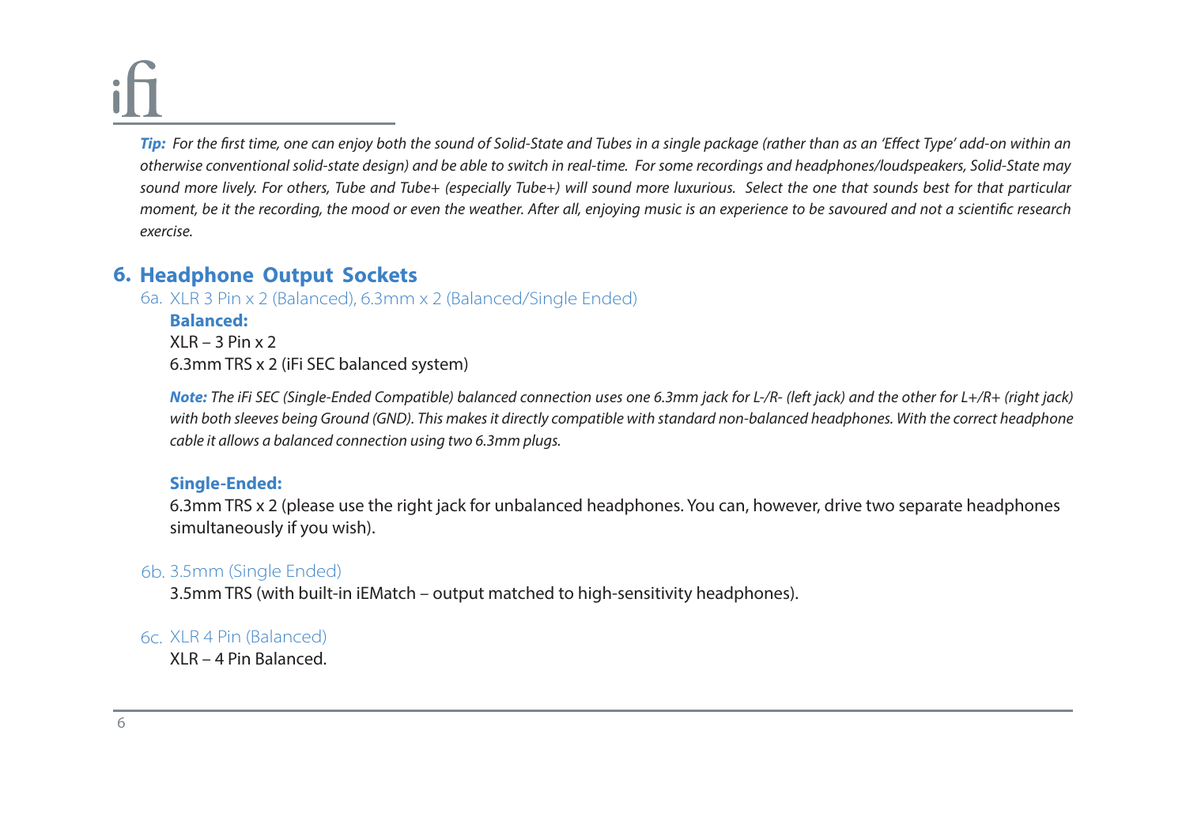***Tip:*** *For the first time, one can enjoy both the sound of Solid-State and Tubes in a single package (rather than as an 'Effect Type' add-on within an otherwise conventional solid-state design) and be able to switch in real-time. For some recordings and headphones/loudspeakers, Solid-State may sound more lively. For others, Tube and Tube+ (especially Tube+) will sound more luxurious. Select the one that sounds best for that particular moment, be it the recording, the mood or even the weather. After all, enjoying music is an experience to be savoured and not a scientific research exercise.*

## 6. Headphone Output Sockets

### 6a. XLR 3 Pin x 2 (Balanced), 6.3mm x 2 (Balanced/Single Ended)

**Balanced:**

XLR – 3 Pin x 2
6.3mm TRS x 2 (iFi SEC balanced system)

***Note:*** *The iFi SEC (Single-Ended Compatible) balanced connection uses one 6.3mm jack for L-/R- (left jack) and the other for L+/R+ (right jack) with both sleeves being Ground (GND). This makes it directly compatible with standard non-balanced headphones. With the correct headphone cable it allows a balanced connection using two 6.3mm plugs.*

**Single-Ended:**

6.3mm TRS x 2 (please use the right jack for unbalanced headphones. You can, however, drive two separate headphones simultaneously if you wish).

### 6b. 3.5mm (Single Ended)

3.5mm TRS (with built-in iEMatch – output matched to high-sensitivity headphones).

### 6c. XLR 4 Pin (Balanced)

XLR – 4 Pin Balanced.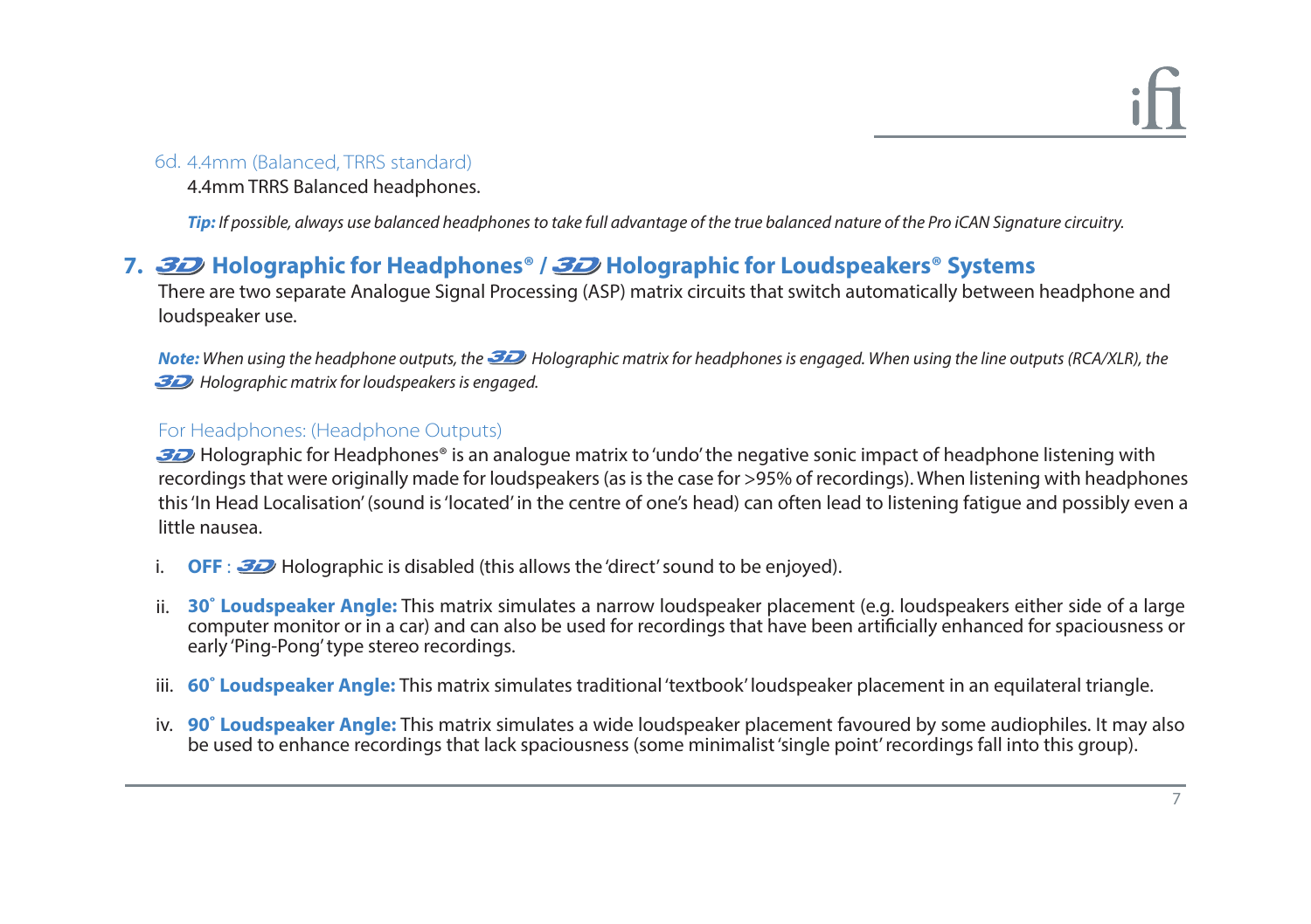6d. 4.4mm (Balanced, TRRS standard)

4.4mm TRRS Balanced headphones.

***Tip:*** *If possible, always use balanced headphones to take full advantage of the true balanced nature of the Pro iCAN Signature circuitry.*

## 7. 3D Holographic for Headphones® / 3D Holographic for Loudspeakers® Systems

There are two separate Analogue Signal Processing (ASP) matrix circuits that switch automatically between headphone and loudspeaker use.

***Note:*** *When using the headphone outputs, the 3D Holographic matrix for headphones is engaged. When using the line outputs (RCA/XLR), the 3D Holographic matrix for loudspeakers is engaged.*

### For Headphones: (Headphone Outputs)

3D Holographic for Headphones® is an analogue matrix to 'undo' the negative sonic impact of headphone listening with recordings that were originally made for loudspeakers (as is the case for >95% of recordings). When listening with headphones this 'In Head Localisation' (sound is 'located' in the centre of one's head) can often lead to listening fatigue and possibly even a little nausea.

i. **OFF** : 3D Holographic is disabled (this allows the 'direct' sound to be enjoyed).

ii. **30˚ Loudspeaker Angle:** This matrix simulates a narrow loudspeaker placement (e.g. loudspeakers either side of a large computer monitor or in a car) and can also be used for recordings that have been artificially enhanced for spaciousness or early 'Ping-Pong' type stereo recordings.

iii. **60˚ Loudspeaker Angle:** This matrix simulates traditional 'textbook' loudspeaker placement in an equilateral triangle.

iv. **90˚ Loudspeaker Angle:** This matrix simulates a wide loudspeaker placement favoured by some audiophiles. It may also be used to enhance recordings that lack spaciousness (some minimalist 'single point' recordings fall into this group).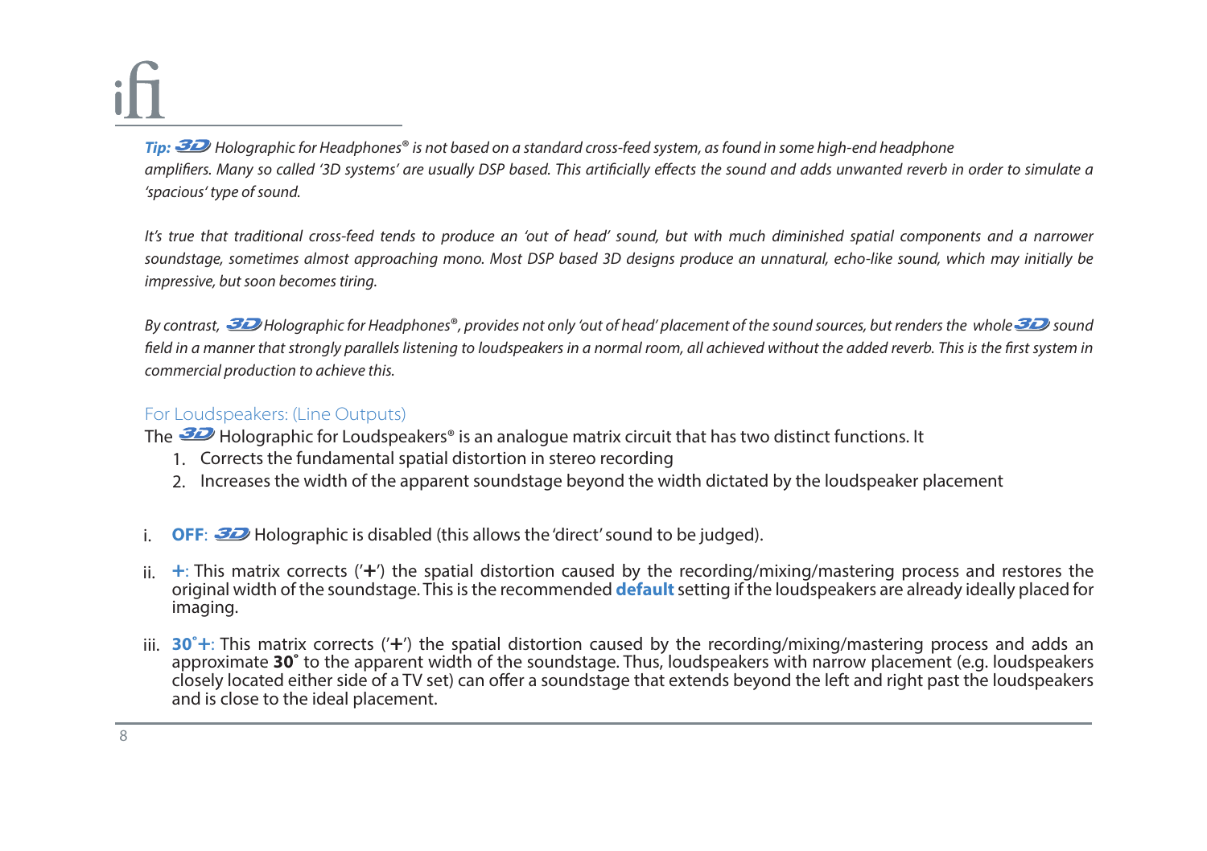*Tip: 3D Holographic for Headphones® is not based on a standard cross-feed system, as found in some high-end headphone amplifiers. Many so called '3D systems' are usually DSP based. This artificially effects the sound and adds unwanted reverb in order to simulate a 'spacious' type of sound.*

*It's true that traditional cross-feed tends to produce an 'out of head' sound, but with much diminished spatial components and a narrower soundstage, sometimes almost approaching mono. Most DSP based 3D designs produce an unnatural, echo-like sound, which may initially be impressive, but soon becomes tiring.*

*By contrast, 3D Holographic for Headphones®, provides not only 'out of head' placement of the sound sources, but renders the whole 3D sound field in a manner that strongly parallels listening to loudspeakers in a normal room, all achieved without the added reverb. This is the first system in commercial production to achieve this.*

## For Loudspeakers: (Line Outputs)

The 3D Holographic for Loudspeakers® is an analogue matrix circuit that has two distinct functions. It

1. Corrects the fundamental spatial distortion in stereo recording
2. Increases the width of the apparent soundstage beyond the width dictated by the loudspeaker placement

i. **OFF**: 3D Holographic is disabled (this allows the 'direct' sound to be judged).

ii. **+**: This matrix corrects ('**+**') the spatial distortion caused by the recording/mixing/mastering process and restores the original width of the soundstage. This is the recommended **default** setting if the loudspeakers are already ideally placed for imaging.

iii. **30˚+**: This matrix corrects ('**+**') the spatial distortion caused by the recording/mixing/mastering process and adds an approximate **30˚** to the apparent width of the soundstage. Thus, loudspeakers with narrow placement (e.g. loudspeakers closely located either side of a TV set) can offer a soundstage that extends beyond the left and right past the loudspeakers and is close to the ideal placement.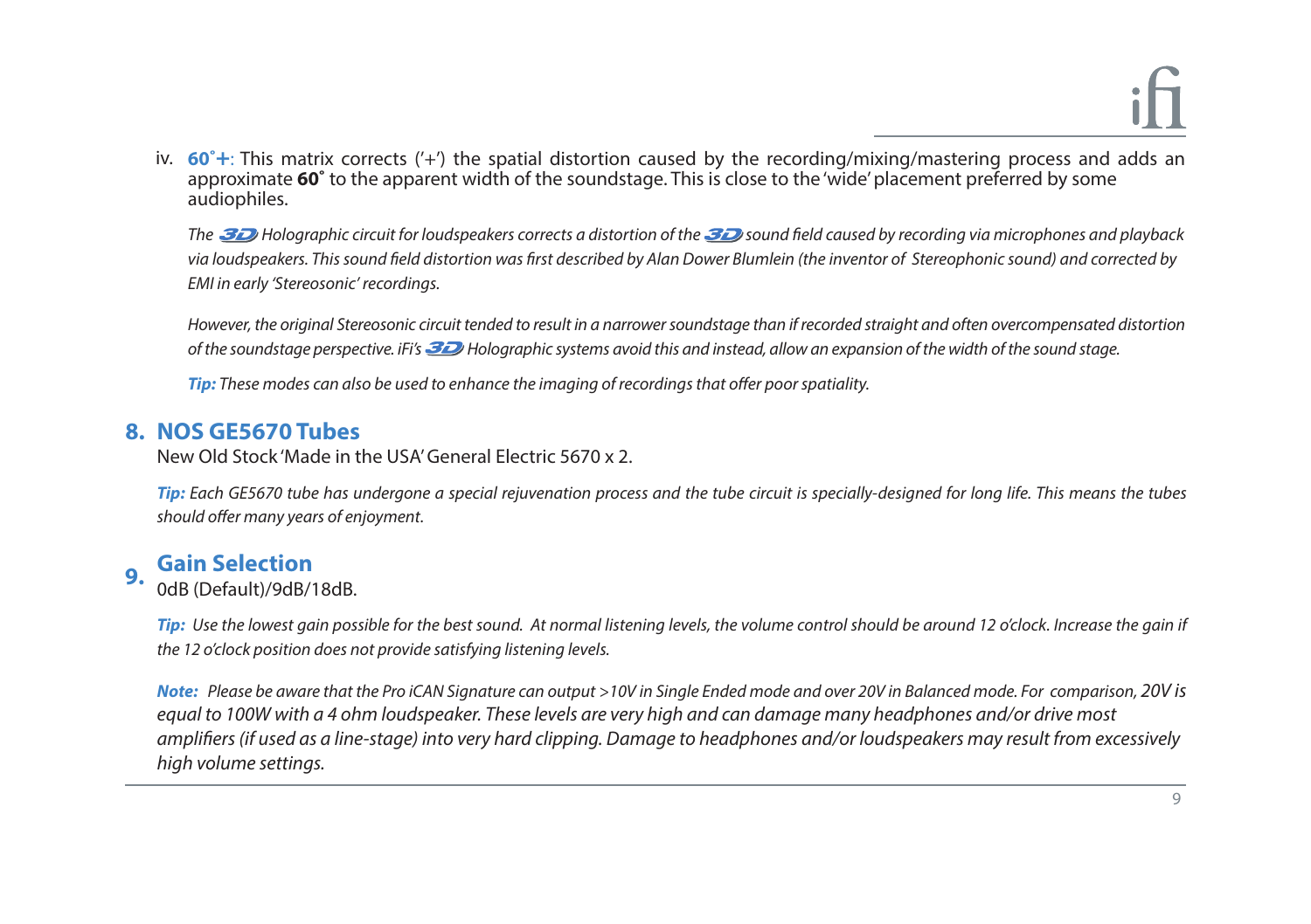iv. **60˚+**: This matrix corrects ('+') the spatial distortion caused by the recording/mixing/mastering process and adds an approximate **60˚** to the apparent width of the soundstage. This is close to the 'wide' placement preferred by some audiophiles.

*The 3D Holographic circuit for loudspeakers corrects a distortion of the 3D sound field caused by recording via microphones and playback via loudspeakers. This sound field distortion was first described by Alan Dower Blumlein (the inventor of Stereophonic sound) and corrected by EMI in early 'Stereosonic' recordings.*

*However, the original Stereosonic circuit tended to result in a narrower soundstage than if recorded straight and often overcompensated distortion of the soundstage perspective. iFi's 3D Holographic systems avoid this and instead, allow an expansion of the width of the sound stage.*

***Tip:*** *These modes can also be used to enhance the imaging of recordings that offer poor spatiality.*

## 8. NOS GE5670 Tubes

New Old Stock 'Made in the USA' General Electric 5670 x 2.

***Tip:*** *Each GE5670 tube has undergone a special rejuvenation process and the tube circuit is specially-designed for long life. This means the tubes should offer many years of enjoyment.*

## 9. Gain Selection

0dB (Default)/9dB/18dB.

***Tip:*** *Use the lowest gain possible for the best sound. At normal listening levels, the volume control should be around 12 o'clock. Increase the gain if the 12 o'clock position does not provide satisfying listening levels.*

***Note:*** *Please be aware that the Pro iCAN Signature can output >10V in Single Ended mode and over 20V in Balanced mode. For comparison, 20V is equal to 100W with a 4 ohm loudspeaker. These levels are very high and can damage many headphones and/or drive most amplifiers (if used as a line-stage) into very hard clipping. Damage to headphones and/or loudspeakers may result from excessively high volume settings.*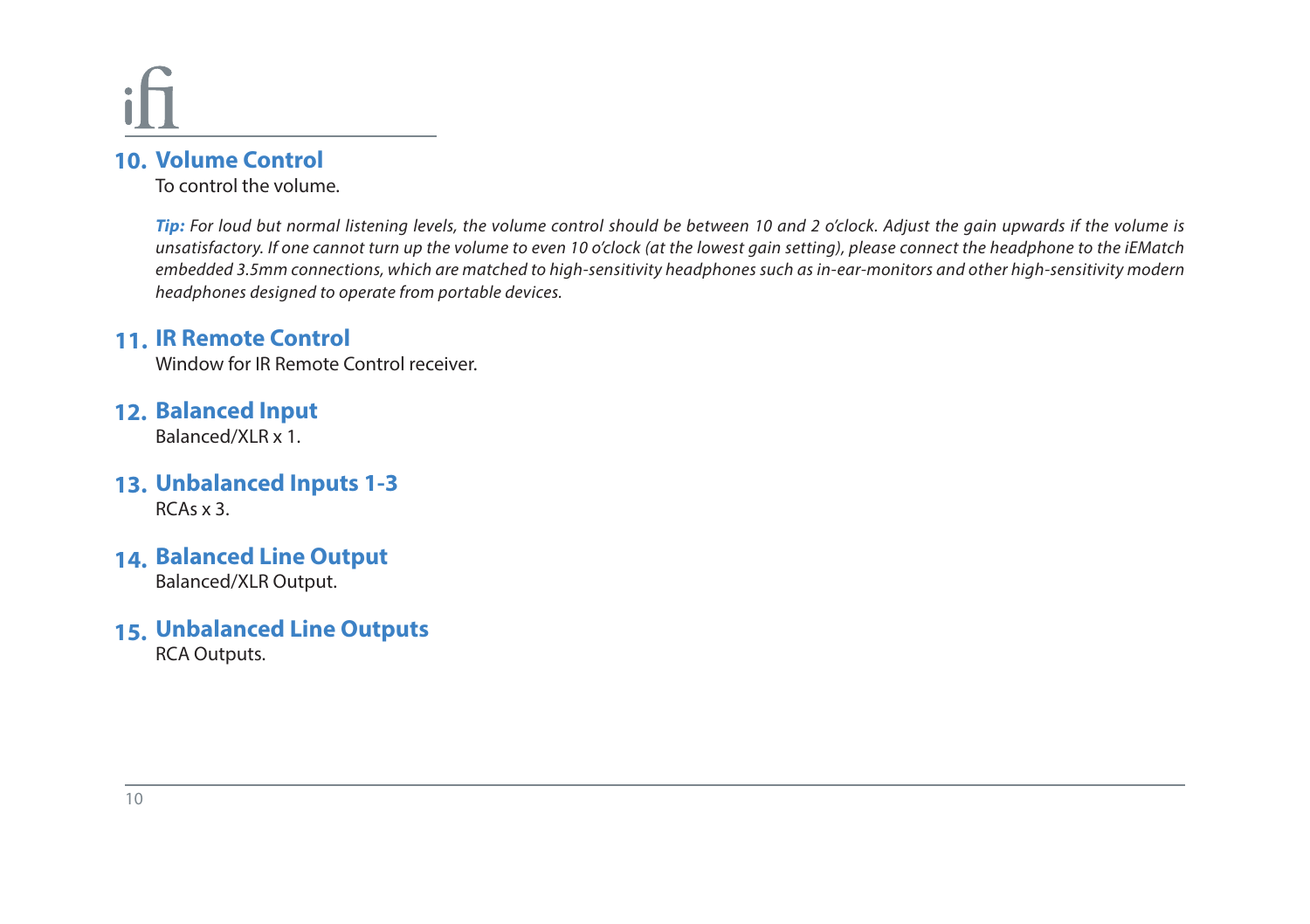## 10. Volume Control

To control the volume.

***Tip:*** *For loud but normal listening levels, the volume control should be between 10 and 2 o'clock. Adjust the gain upwards if the volume is unsatisfactory. If one cannot turn up the volume to even 10 o'clock (at the lowest gain setting), please connect the headphone to the iEMatch embedded 3.5mm connections, which are matched to high-sensitivity headphones such as in-ear-monitors and other high-sensitivity modern headphones designed to operate from portable devices.*

## 11. IR Remote Control

Window for IR Remote Control receiver.

## 12. Balanced Input

Balanced/XLR x 1.

## 13. Unbalanced Inputs 1-3

RCAs x 3.

## 14. Balanced Line Output

Balanced/XLR Output.

## 15. Unbalanced Line Outputs

RCA Outputs.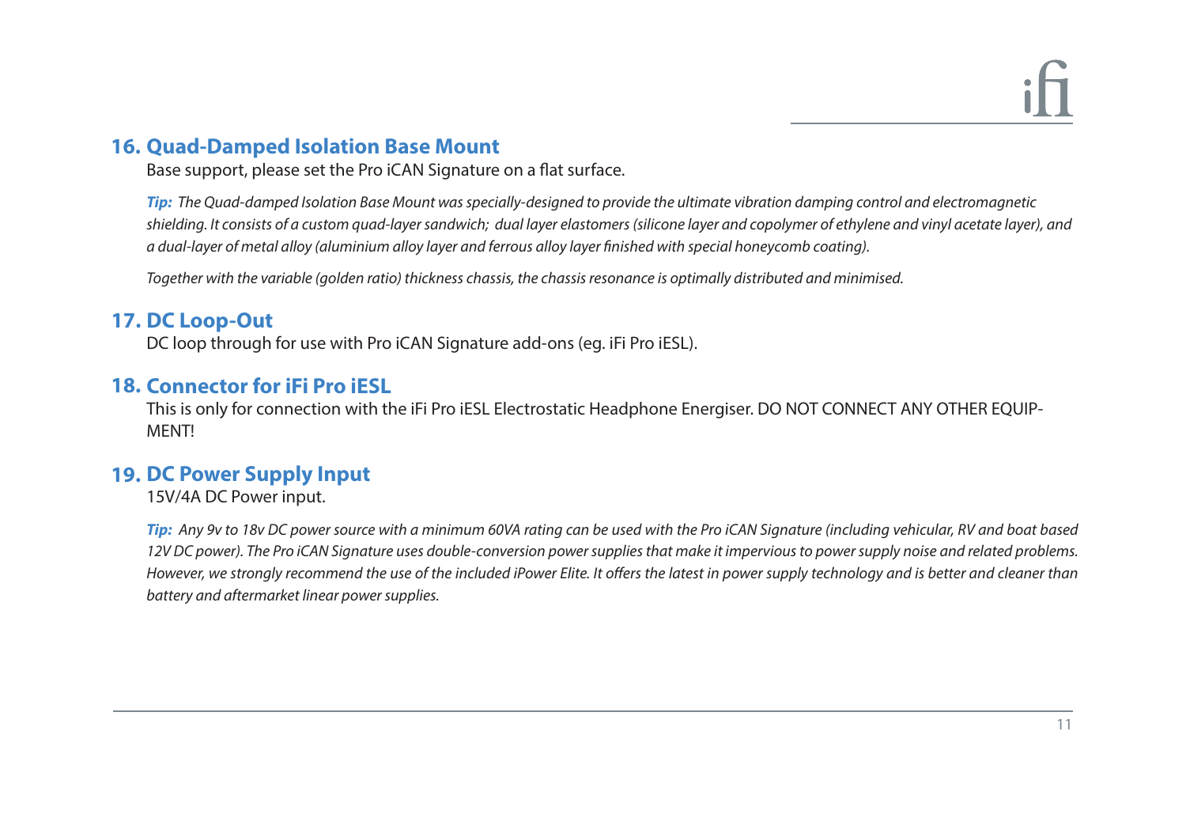## 16. Quad-Damped Isolation Base Mount

Base support, please set the Pro iCAN Signature on a flat surface.

***Tip:*** *The Quad-damped Isolation Base Mount was specially-designed to provide the ultimate vibration damping control and electromagnetic shielding. It consists of a custom quad-layer sandwich; dual layer elastomers (silicone layer and copolymer of ethylene and vinyl acetate layer), and a dual-layer of metal alloy (aluminium alloy layer and ferrous alloy layer finished with special honeycomb coating).*

*Together with the variable (golden ratio) thickness chassis, the chassis resonance is optimally distributed and minimised.*

## 17. DC Loop-Out

DC loop through for use with Pro iCAN Signature add-ons (eg. iFi Pro iESL).

## 18. Connector for iFi Pro iESL

This is only for connection with the iFi Pro iESL Electrostatic Headphone Energiser. DO NOT CONNECT ANY OTHER EQUIP-MENT!

## 19. DC Power Supply Input

15V/4A DC Power input.

***Tip:*** *Any 9v to 18v DC power source with a minimum 60VA rating can be used with the Pro iCAN Signature (including vehicular, RV and boat based 12V DC power). The Pro iCAN Signature uses double-conversion power supplies that make it impervious to power supply noise and related problems. However, we strongly recommend the use of the included iPower Elite. It offers the latest in power supply technology and is better and cleaner than battery and aftermarket linear power supplies.*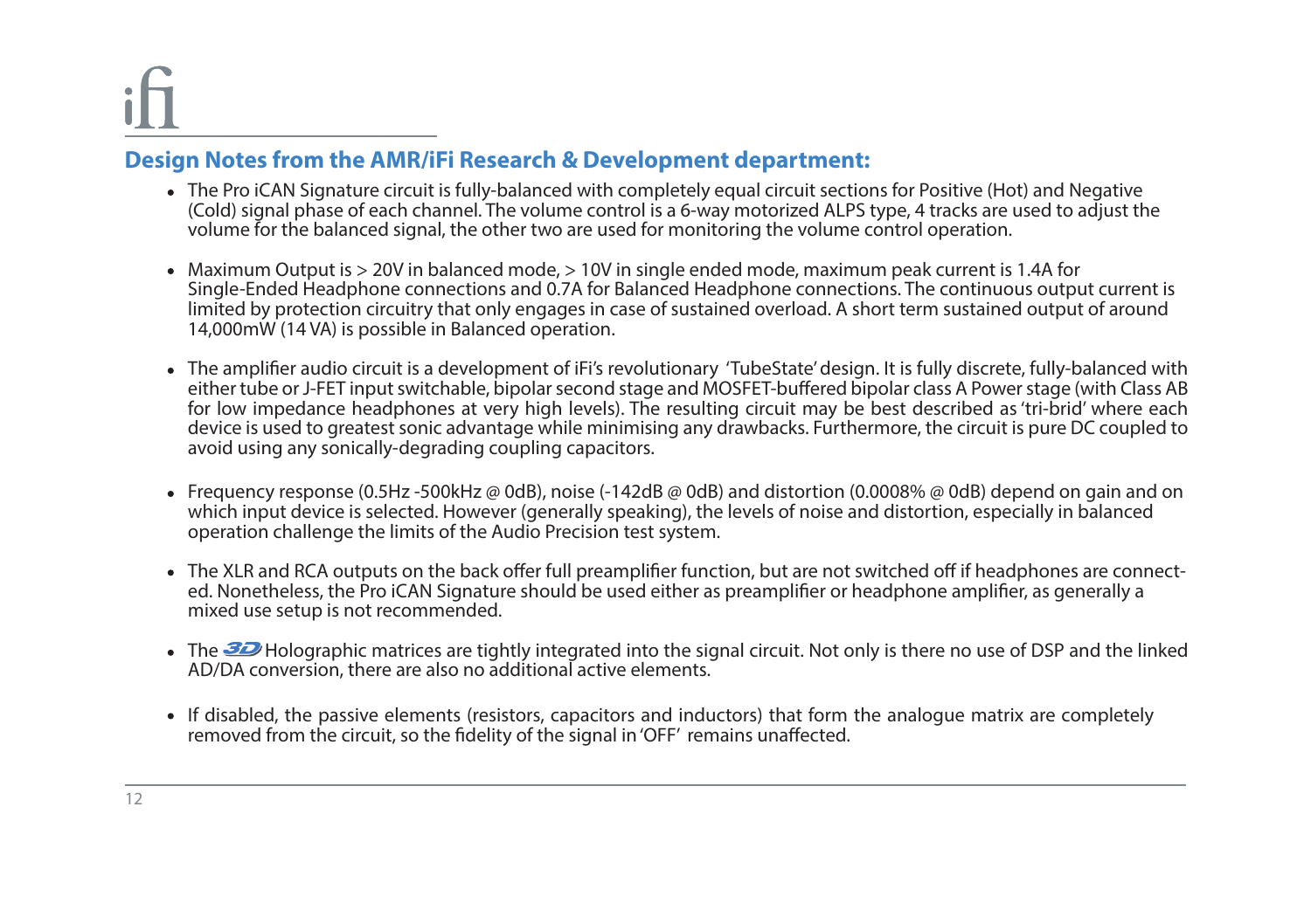## Design Notes from the AMR/iFi Research & Development department:

- The Pro iCAN Signature circuit is fully-balanced with completely equal circuit sections for Positive (Hot) and Negative (Cold) signal phase of each channel. The volume control is a 6-way motorized ALPS type, 4 tracks are used to adjust the volume for the balanced signal, the other two are used for monitoring the volume control operation.

- Maximum Output is > 20V in balanced mode, > 10V in single ended mode, maximum peak current is 1.4A for Single-Ended Headphone connections and 0.7A for Balanced Headphone connections. The continuous output current is limited by protection circuitry that only engages in case of sustained overload. A short term sustained output of around 14,000mW (14 VA) is possible in Balanced operation.

- The amplifier audio circuit is a development of iFi's revolutionary 'TubeState' design. It is fully discrete, fully-balanced with either tube or J-FET input switchable, bipolar second stage and MOSFET-buffered bipolar class A Power stage (with Class AB for low impedance headphones at very high levels). The resulting circuit may be best described as 'tri-brid' where each device is used to greatest sonic advantage while minimising any drawbacks. Furthermore, the circuit is pure DC coupled to avoid using any sonically-degrading coupling capacitors.

- Frequency response (0.5Hz -500kHz @ 0dB), noise (-142dB @ 0dB) and distortion (0.0008% @ 0dB) depend on gain and on which input device is selected. However (generally speaking), the levels of noise and distortion, especially in balanced operation challenge the limits of the Audio Precision test system.

- The XLR and RCA outputs on the back offer full preamplifier function, but are not switched off if headphones are connected. Nonetheless, the Pro iCAN Signature should be used either as preamplifier or headphone amplifier, as generally a mixed use setup is not recommended.

- The 3D Holographic matrices are tightly integrated into the signal circuit. Not only is there no use of DSP and the linked AD/DA conversion, there are also no additional active elements.

- If disabled, the passive elements (resistors, capacitors and inductors) that form the analogue matrix are completely removed from the circuit, so the fidelity of the signal in 'OFF' remains unaffected.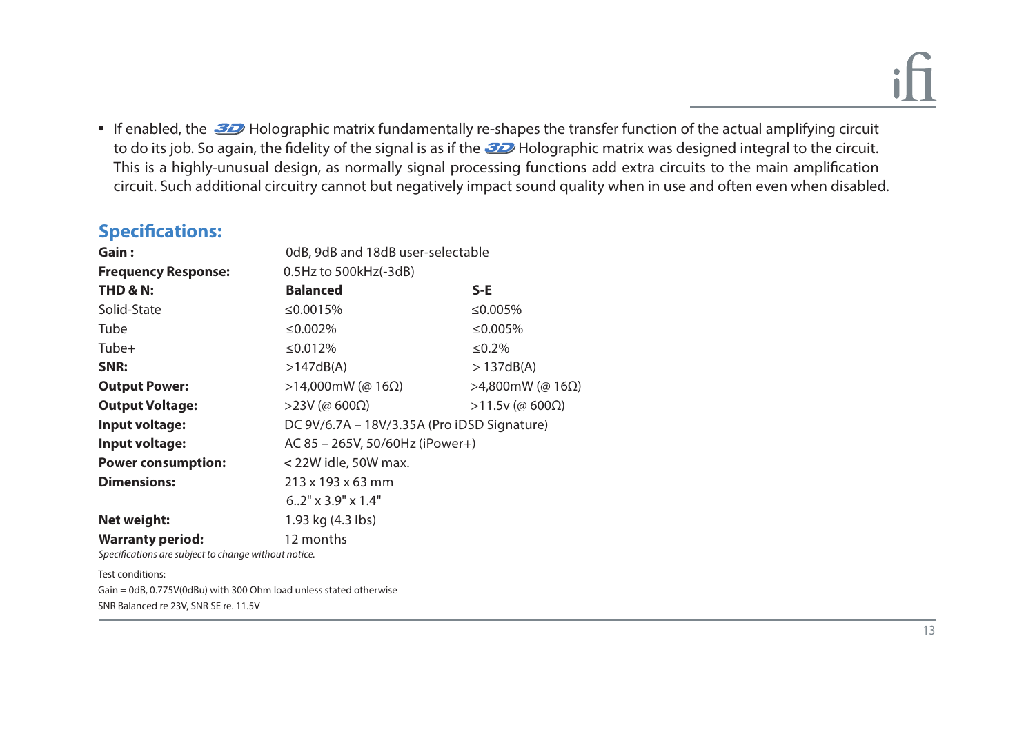- If enabled, the 3D Holographic matrix fundamentally re-shapes the transfer function of the actual amplifying circuit to do its job. So again, the fidelity of the signal is as if the 3D Holographic matrix was designed integral to the circuit. This is a highly-unusual design, as normally signal processing functions add extra circuits to the main amplification circuit. Such additional circuitry cannot but negatively impact sound quality when in use and often even when disabled.

## Specifications:

| | | |
|---|---|---|
| **Gain :** | 0dB, 9dB and 18dB user-selectable | |
| **Frequency Response:** | 0.5Hz to 500kHz(-3dB) | |
| **THD & N:** | **Balanced** | **S-E** |
| Solid-State | ≤0.0015% | ≤0.005% |
| Tube | ≤0.002% | ≤0.005% |
| Tube+ | ≤0.012% | ≤0.2% |
| **SNR:** | >147dB(A) | > 137dB(A) |
| **Output Power:** | >14,000mW (@ 16Ω) | >4,800mW (@ 16Ω) |
| **Output Voltage:** | >23V (@ 600Ω) | >11.5v (@ 600Ω) |
| **Input voltage:** | DC 9V/6.7A – 18V/3.35A (Pro iDSD Signature) | |
| **Input voltage:** | AC 85 – 265V, 50/60Hz (iPower+) | |
| **Power consumption:** | < 22W idle, 50W max. | |
| **Dimensions:** | 213 x 193 x 63 mm<br>6..2" x 3.9" x 1.4" | |
| **Net weight:** | 1.93 kg (4.3 lbs) | |
| **Warranty period:** | 12 months | |

*Specifications are subject to change without notice.*

Test conditions:

Gain = 0dB, 0.775V(0dBu) with 300 Ohm load unless stated otherwise

SNR Balanced re 23V, SNR SE re. 11.5V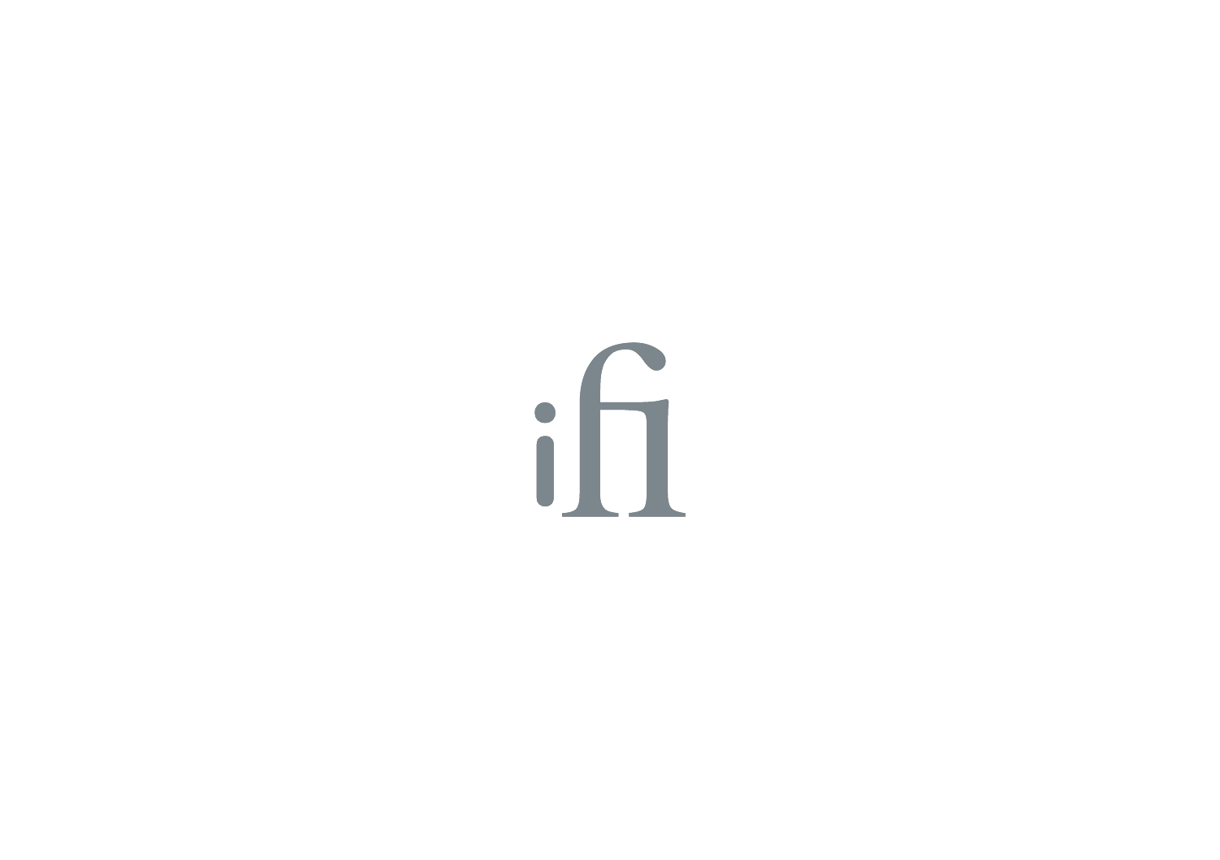ifi